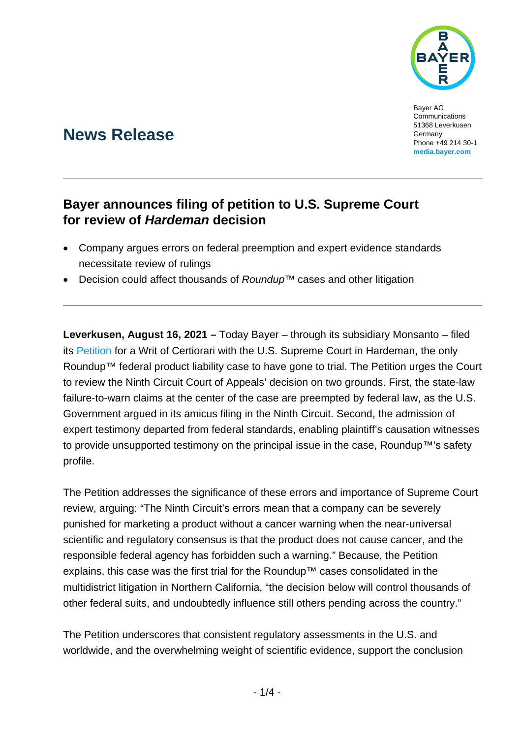Bayer AG
Communications
51368 Leverkusen
Germany
Phone +49 214 30-1
**media.bayer.com**

# News Release

## Bayer announces filing of petition to U.S. Supreme Court for review of *Hardeman* decision

- Company argues errors on federal preemption and expert evidence standards necessitate review of rulings
- Decision could affect thousands of *Roundup*™ cases and other litigation

**Leverkusen, August 16, 2021 –** Today Bayer – through its subsidiary Monsanto – filed its Petition for a Writ of Certiorari with the U.S. Supreme Court in Hardeman, the only Roundup™ federal product liability case to have gone to trial. The Petition urges the Court to review the Ninth Circuit Court of Appeals' decision on two grounds. First, the state-law failure-to-warn claims at the center of the case are preempted by federal law, as the U.S. Government argued in its amicus filing in the Ninth Circuit. Second, the admission of expert testimony departed from federal standards, enabling plaintiff's causation witnesses to provide unsupported testimony on the principal issue in the case, Roundup™'s safety profile.

The Petition addresses the significance of these errors and importance of Supreme Court review, arguing: "The Ninth Circuit's errors mean that a company can be severely punished for marketing a product without a cancer warning when the near-universal scientific and regulatory consensus is that the product does not cause cancer, and the responsible federal agency has forbidden such a warning." Because, the Petition explains, this case was the first trial for the Roundup™ cases consolidated in the multidistrict litigation in Northern California, "the decision below will control thousands of other federal suits, and undoubtedly influence still others pending across the country."

The Petition underscores that consistent regulatory assessments in the U.S. and worldwide, and the overwhelming weight of scientific evidence, support the conclusion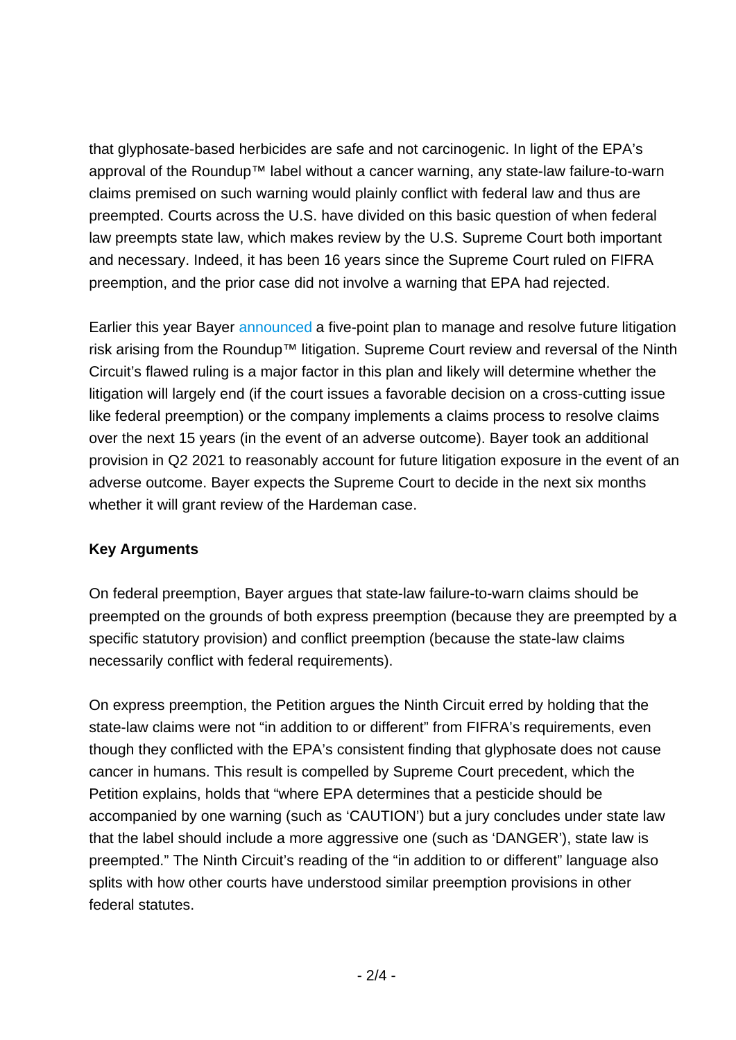that glyphosate-based herbicides are safe and not carcinogenic. In light of the EPA's approval of the Roundup™ label without a cancer warning, any state-law failure-to-warn claims premised on such warning would plainly conflict with federal law and thus are preempted. Courts across the U.S. have divided on this basic question of when federal law preempts state law, which makes review by the U.S. Supreme Court both important and necessary. Indeed, it has been 16 years since the Supreme Court ruled on FIFRA preemption, and the prior case did not involve a warning that EPA had rejected.

Earlier this year Bayer announced a five-point plan to manage and resolve future litigation risk arising from the Roundup™ litigation. Supreme Court review and reversal of the Ninth Circuit's flawed ruling is a major factor in this plan and likely will determine whether the litigation will largely end (if the court issues a favorable decision on a cross-cutting issue like federal preemption) or the company implements a claims process to resolve claims over the next 15 years (in the event of an adverse outcome). Bayer took an additional provision in Q2 2021 to reasonably account for future litigation exposure in the event of an adverse outcome. Bayer expects the Supreme Court to decide in the next six months whether it will grant review of the Hardeman case.

**Key Arguments**

On federal preemption, Bayer argues that state-law failure-to-warn claims should be preempted on the grounds of both express preemption (because they are preempted by a specific statutory provision) and conflict preemption (because the state-law claims necessarily conflict with federal requirements).

On express preemption, the Petition argues the Ninth Circuit erred by holding that the state-law claims were not "in addition to or different" from FIFRA's requirements, even though they conflicted with the EPA's consistent finding that glyphosate does not cause cancer in humans. This result is compelled by Supreme Court precedent, which the Petition explains, holds that "where EPA determines that a pesticide should be accompanied by one warning (such as 'CAUTION') but a jury concludes under state law that the label should include a more aggressive one (such as 'DANGER'), state law is preempted." The Ninth Circuit's reading of the "in addition to or different" language also splits with how other courts have understood similar preemption provisions in other federal statutes.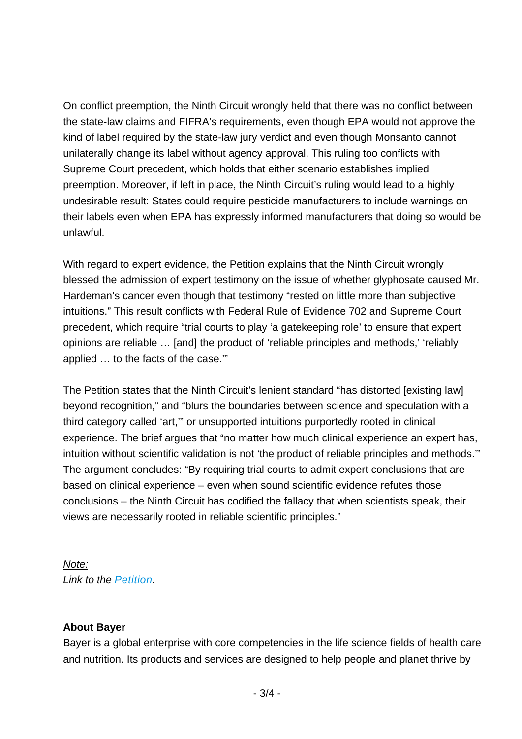On conflict preemption, the Ninth Circuit wrongly held that there was no conflict between the state-law claims and FIFRA's requirements, even though EPA would not approve the kind of label required by the state-law jury verdict and even though Monsanto cannot unilaterally change its label without agency approval. This ruling too conflicts with Supreme Court precedent, which holds that either scenario establishes implied preemption. Moreover, if left in place, the Ninth Circuit's ruling would lead to a highly undesirable result: States could require pesticide manufacturers to include warnings on their labels even when EPA has expressly informed manufacturers that doing so would be unlawful.

With regard to expert evidence, the Petition explains that the Ninth Circuit wrongly blessed the admission of expert testimony on the issue of whether glyphosate caused Mr. Hardeman's cancer even though that testimony "rested on little more than subjective intuitions." This result conflicts with Federal Rule of Evidence 702 and Supreme Court precedent, which require "trial courts to play 'a gatekeeping role' to ensure that expert opinions are reliable … [and] the product of 'reliable principles and methods,' 'reliably applied … to the facts of the case.'"

The Petition states that the Ninth Circuit's lenient standard "has distorted [existing law] beyond recognition," and "blurs the boundaries between science and speculation with a third category called 'art,'" or unsupported intuitions purportedly rooted in clinical experience. The brief argues that "no matter how much clinical experience an expert has, intuition without scientific validation is not 'the product of reliable principles and methods.'" The argument concludes: "By requiring trial courts to admit expert conclusions that are based on clinical experience – even when sound scientific evidence refutes those conclusions – the Ninth Circuit has codified the fallacy that when scientists speak, their views are necessarily rooted in reliable scientific principles."

*Note:*
*Link to the Petition.*

**About Bayer**
Bayer is a global enterprise with core competencies in the life science fields of health care and nutrition. Its products and services are designed to help people and planet thrive by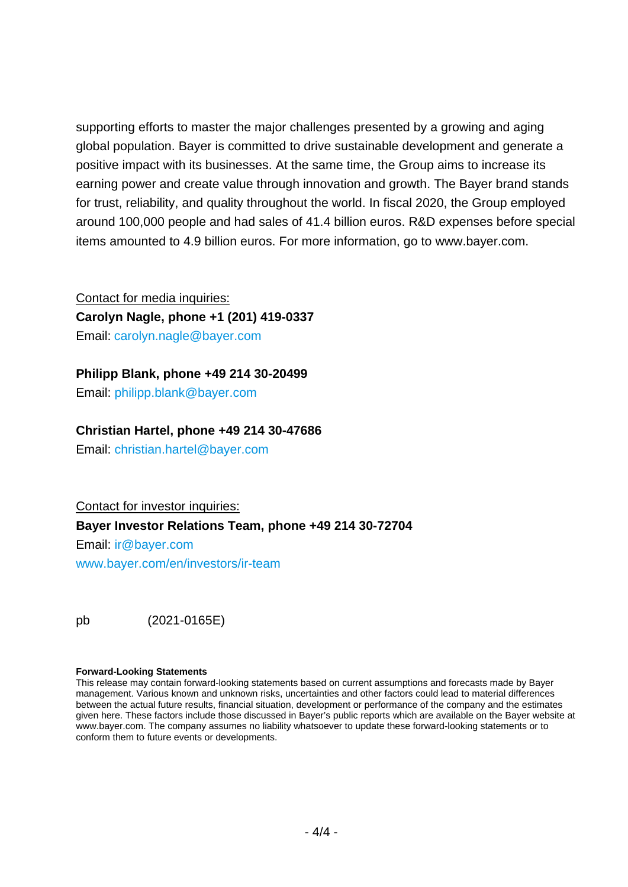supporting efforts to master the major challenges presented by a growing and aging global population. Bayer is committed to drive sustainable development and generate a positive impact with its businesses. At the same time, the Group aims to increase its earning power and create value through innovation and growth. The Bayer brand stands for trust, reliability, and quality throughout the world. In fiscal 2020, the Group employed around 100,000 people and had sales of 41.4 billion euros. R&D expenses before special items amounted to 4.9 billion euros. For more information, go to www.bayer.com.

Contact for media inquiries:

**Carolyn Nagle, phone +1 (201) 419-0337**
Email: carolyn.nagle@bayer.com

**Philipp Blank, phone +49 214 30-20499**
Email: philipp.blank@bayer.com

**Christian Hartel, phone +49 214 30-47686**
Email: christian.hartel@bayer.com

Contact for investor inquiries:

**Bayer Investor Relations Team, phone +49 214 30-72704**
Email: ir@bayer.com
www.bayer.com/en/investors/ir-team

pb (2021-0165E)

**Forward-Looking Statements**

This release may contain forward-looking statements based on current assumptions and forecasts made by Bayer management. Various known and unknown risks, uncertainties and other factors could lead to material differences between the actual future results, financial situation, development or performance of the company and the estimates given here. These factors include those discussed in Bayer's public reports which are available on the Bayer website at www.bayer.com. The company assumes no liability whatsoever to update these forward-looking statements or to conform them to future events or developments.